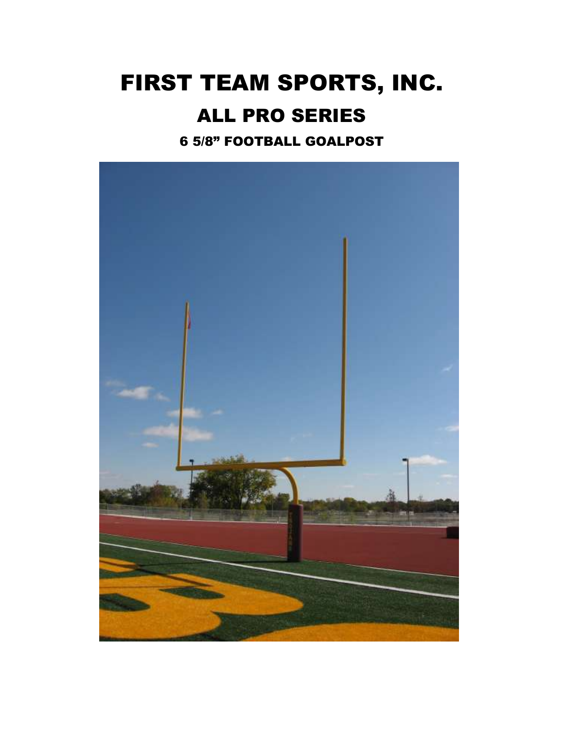# FIRST TEAM SPORTS, INC.

## ALL PRO SERIES

### 6 5/8" FOOTBALL GOALPOST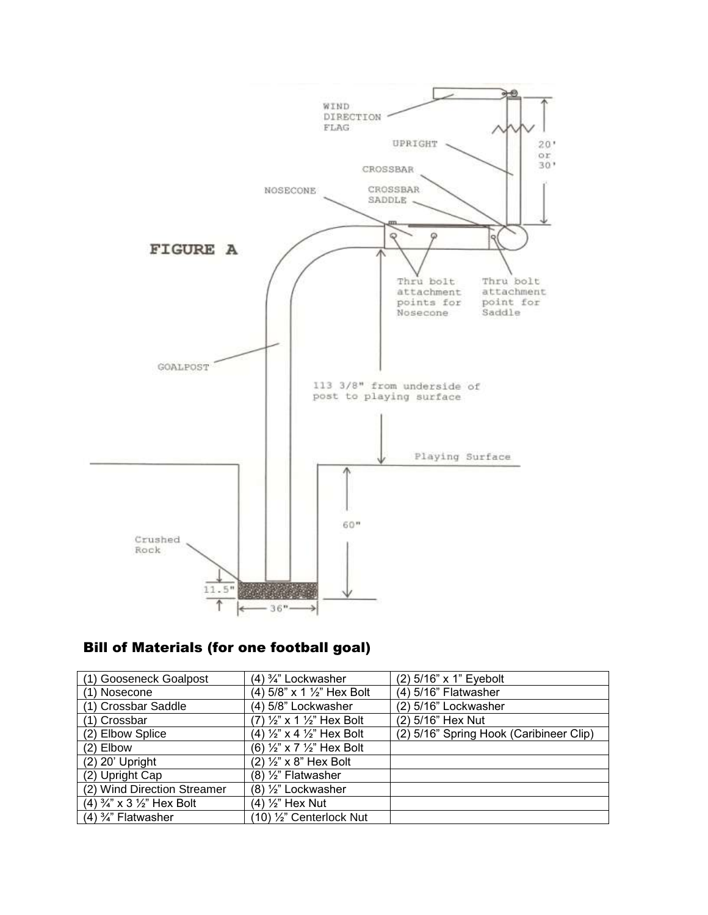FIGURE A

WIND DIRECTION FLAG

UPRIGHT

20' or 30'

CROSSBAR

NOSECONE

CROSSBAR SADDLE

Thru bolt attachment points for Nosecone

Thru bolt attachment point for Saddle

GOALPOST

113 3/8" from underside of post to playing surface

Playing Surface

60"

Crushed Rock

11.5"

36"

## Bill of Materials (for one football goal)

| | | |
|---|---|---|
| (1) Gooseneck Goalpost | (4) ¾" Lockwasher | (2) 5/16" x 1" Eyebolt |
| (1) Nosecone | (4) 5/8" x 1 ½" Hex Bolt | (4) 5/16" Flatwasher |
| (1) Crossbar Saddle | (4) 5/8" Lockwasher | (2) 5/16" Lockwasher |
| (1) Crossbar | (7) ½" x 1 ½" Hex Bolt | (2) 5/16" Hex Nut |
| (2) Elbow Splice | (4) ½" x 4 ½" Hex Bolt | (2) 5/16" Spring Hook (Caribineer Clip) |
| (2) Elbow | (6) ½" x 7 ½" Hex Bolt | |
| (2) 20' Upright | (2) ½" x 8" Hex Bolt | |
| (2) Upright Cap | (8) ½" Flatwasher | |
| (2) Wind Direction Streamer | (8) ½" Lockwasher | |
| (4) ¾" x 3 ½" Hex Bolt | (4) ½" Hex Nut | |
| (4) ¾" Flatwasher | (10) ½" Centerlock Nut | |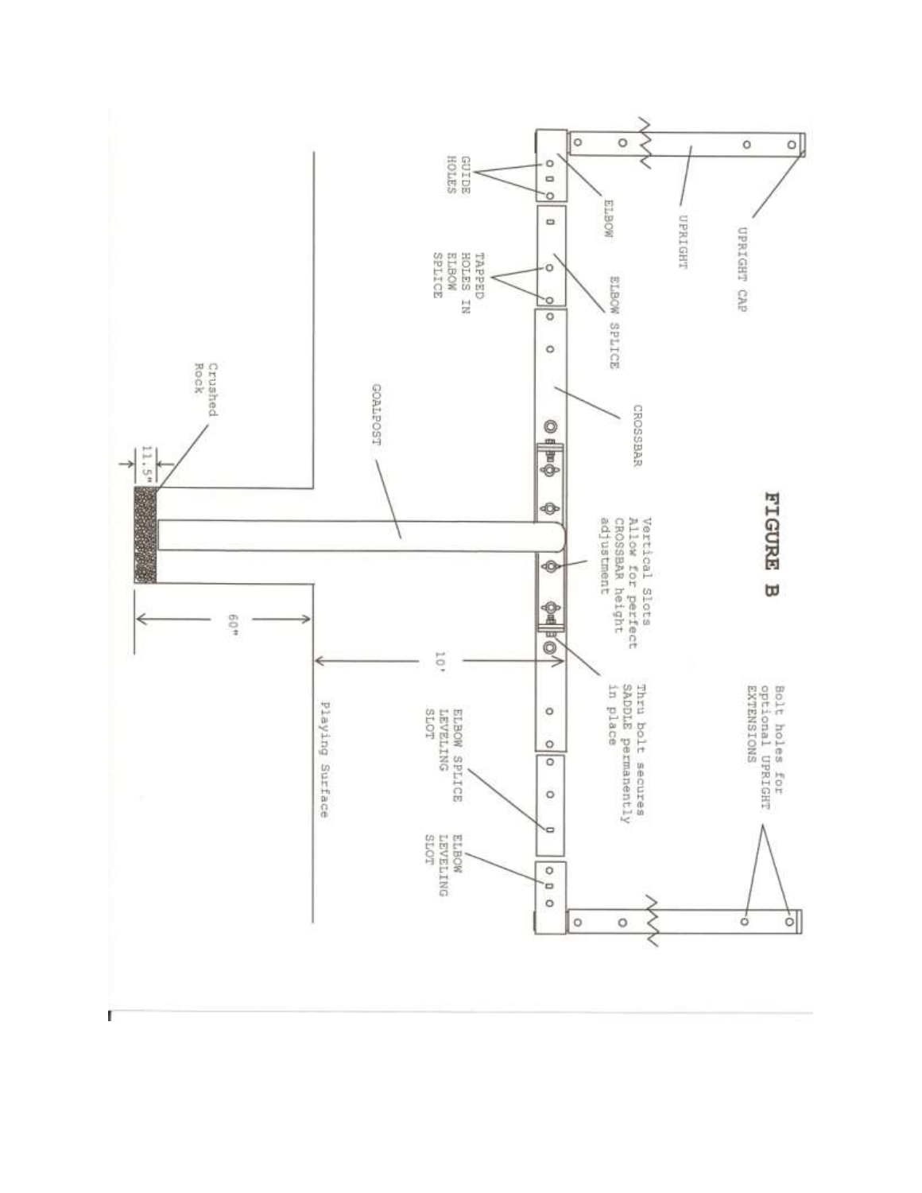# FIGURE B

UPRIGHT CAP

UPRIGHT

ELBOW

GUIDE HOLES

ELBOW SPLICE

TAPPED HOLES IN ELBOW SPLICE

CROSSBAR

Vertical Slots Allow for perfect CROSSBAR height adjustment

GOALPOST

Crushed Rock

11.5"

60"

10'

Thru bolt secures SADDLE permanently in place

Bolt holes for optional UPRIGHT EXTENSIONS

ELBOW SPLICE LEVELING SLOT

ELBOW LEVELING SLOT

Playing Surface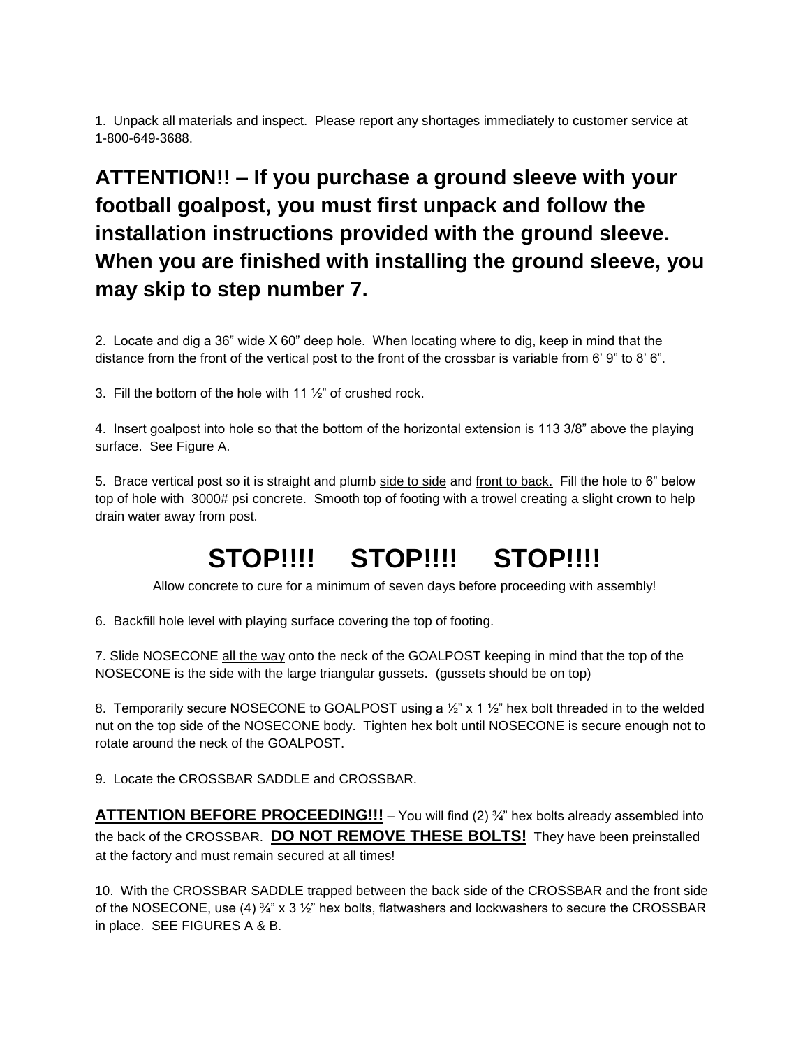1. Unpack all materials and inspect. Please report any shortages immediately to customer service at 1-800-649-3688.

**ATTENTION!! – If you purchase a ground sleeve with your football goalpost, you must first unpack and follow the installation instructions provided with the ground sleeve. When you are finished with installing the ground sleeve, you may skip to step number 7.**

2. Locate and dig a 36" wide X 60" deep hole. When locating where to dig, keep in mind that the distance from the front of the vertical post to the front of the crossbar is variable from 6' 9" to 8' 6".

3. Fill the bottom of the hole with 11 ½" of crushed rock.

4. Insert goalpost into hole so that the bottom of the horizontal extension is 113 3/8" above the playing surface. See Figure A.

5. Brace vertical post so it is straight and plumb <u>side to side</u> and <u>front to back.</u> Fill the hole to 6" below top of hole with 3000# psi concrete. Smooth top of footing with a trowel creating a slight crown to help drain water away from post.

# STOP!!!! STOP!!!! STOP!!!!

Allow concrete to cure for a minimum of seven days before proceeding with assembly!

6. Backfill hole level with playing surface covering the top of footing.

7. Slide NOSECONE <u>all the way</u> onto the neck of the GOALPOST keeping in mind that the top of the NOSECONE is the side with the large triangular gussets. (gussets should be on top)

8. Temporarily secure NOSECONE to GOALPOST using a ½" x 1 ½" hex bolt threaded in to the welded nut on the top side of the NOSECONE body. Tighten hex bolt until NOSECONE is secure enough not to rotate around the neck of the GOALPOST.

9. Locate the CROSSBAR SADDLE and CROSSBAR.

**<u>ATTENTION BEFORE PROCEEDING!!!</u>** – You will find (2) ¾" hex bolts already assembled into the back of the CROSSBAR. **<u>DO NOT REMOVE THESE BOLTS!</u>** They have been preinstalled at the factory and must remain secured at all times!

10. With the CROSSBAR SADDLE trapped between the back side of the CROSSBAR and the front side of the NOSECONE, use (4) ¾" x 3 ½" hex bolts, flatwashers and lockwashers to secure the CROSSBAR in place. SEE FIGURES A & B.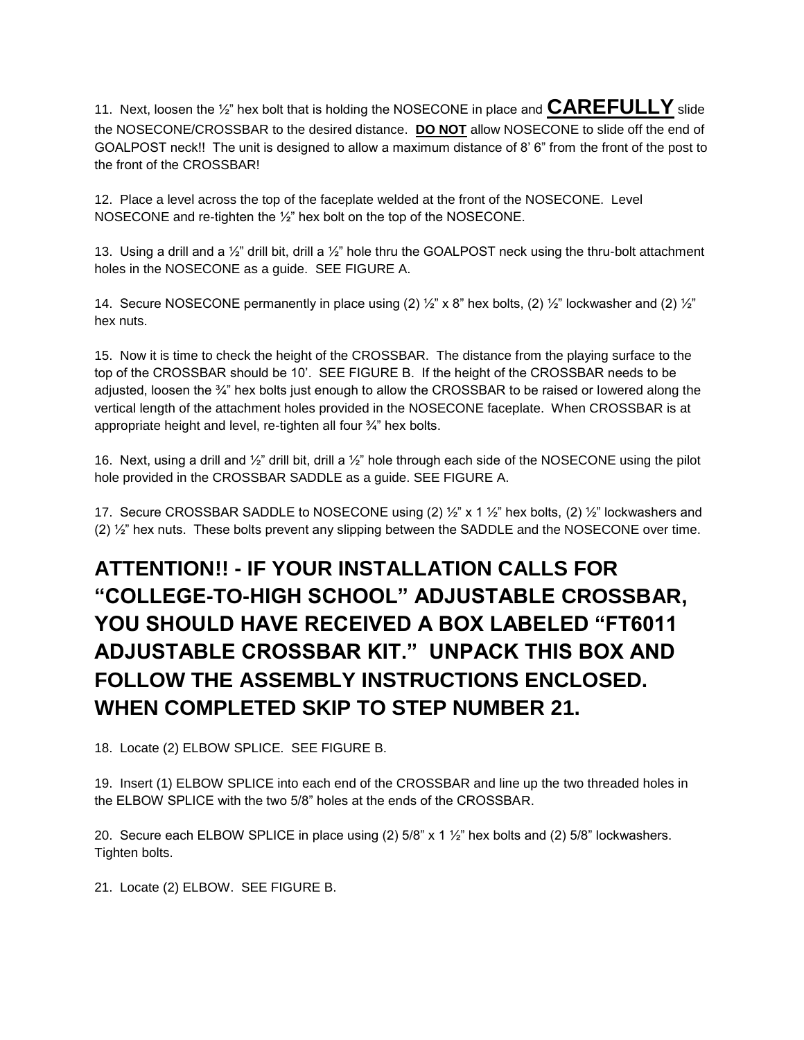11. Next, loosen the ½" hex bolt that is holding the NOSECONE in place and **CAREFULLY** slide the NOSECONE/CROSSBAR to the desired distance. **DO NOT** allow NOSECONE to slide off the end of GOALPOST neck!! The unit is designed to allow a maximum distance of 8' 6" from the front of the post to the front of the CROSSBAR!

12. Place a level across the top of the faceplate welded at the front of the NOSECONE. Level NOSECONE and re-tighten the ½" hex bolt on the top of the NOSECONE.

13. Using a drill and a ½" drill bit, drill a ½" hole thru the GOALPOST neck using the thru-bolt attachment holes in the NOSECONE as a guide. SEE FIGURE A.

14. Secure NOSECONE permanently in place using (2) ½" x 8" hex bolts, (2) ½" lockwasher and (2) ½" hex nuts.

15. Now it is time to check the height of the CROSSBAR. The distance from the playing surface to the top of the CROSSBAR should be 10'. SEE FIGURE B. If the height of the CROSSBAR needs to be adjusted, loosen the ¾" hex bolts just enough to allow the CROSSBAR to be raised or lowered along the vertical length of the attachment holes provided in the NOSECONE faceplate. When CROSSBAR is at appropriate height and level, re-tighten all four ¾" hex bolts.

16. Next, using a drill and ½" drill bit, drill a ½" hole through each side of the NOSECONE using the pilot hole provided in the CROSSBAR SADDLE as a guide. SEE FIGURE A.

17. Secure CROSSBAR SADDLE to NOSECONE using (2) ½" x 1 ½" hex bolts, (2) ½" lockwashers and (2) ½" hex nuts. These bolts prevent any slipping between the SADDLE and the NOSECONE over time.

## ATTENTION!! - IF YOUR INSTALLATION CALLS FOR "COLLEGE-TO-HIGH SCHOOL" ADJUSTABLE CROSSBAR, YOU SHOULD HAVE RECEIVED A BOX LABELED "FT6011 ADJUSTABLE CROSSBAR KIT." UNPACK THIS BOX AND FOLLOW THE ASSEMBLY INSTRUCTIONS ENCLOSED. WHEN COMPLETED SKIP TO STEP NUMBER 21.

18. Locate (2) ELBOW SPLICE. SEE FIGURE B.

19. Insert (1) ELBOW SPLICE into each end of the CROSSBAR and line up the two threaded holes in the ELBOW SPLICE with the two 5/8" holes at the ends of the CROSSBAR.

20. Secure each ELBOW SPLICE in place using (2) 5/8" x 1 ½" hex bolts and (2) 5/8" lockwashers. Tighten bolts.

21. Locate (2) ELBOW. SEE FIGURE B.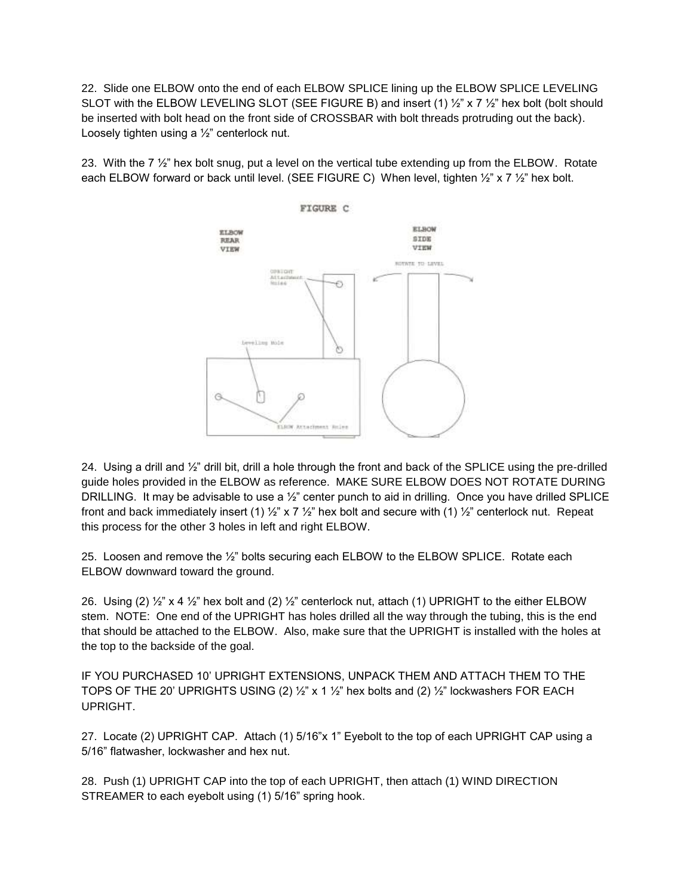22. Slide one ELBOW onto the end of each ELBOW SPLICE lining up the ELBOW SPLICE LEVELING SLOT with the ELBOW LEVELING SLOT (SEE FIGURE B) and insert (1) ½" x 7 ½" hex bolt (bolt should be inserted with bolt head on the front side of CROSSBAR with bolt threads protruding out the back). Loosely tighten using a ½" centerlock nut.

23. With the 7 ½" hex bolt snug, put a level on the vertical tube extending up from the ELBOW. Rotate each ELBOW forward or back until level. (SEE FIGURE C) When level, tighten ½" x 7 ½" hex bolt.

FIGURE C

ELBOW REAR VIEW

ELBOW SIDE VIEW

ROTATE TO LEVEL

UPRIGHT Attachment Holes

Leveling Hole

ELBOW Attachment Holes

24. Using a drill and ½" drill bit, drill a hole through the front and back of the SPLICE using the pre-drilled guide holes provided in the ELBOW as reference. MAKE SURE ELBOW DOES NOT ROTATE DURING DRILLING. It may be advisable to use a ½" center punch to aid in drilling. Once you have drilled SPLICE front and back immediately insert (1) ½" x 7 ½" hex bolt and secure with (1) ½" centerlock nut. Repeat this process for the other 3 holes in left and right ELBOW.

25. Loosen and remove the ½" bolts securing each ELBOW to the ELBOW SPLICE. Rotate each ELBOW downward toward the ground.

26. Using (2) ½" x 4 ½" hex bolt and (2) ½" centerlock nut, attach (1) UPRIGHT to the either ELBOW stem. NOTE: One end of the UPRIGHT has holes drilled all the way through the tubing, this is the end that should be attached to the ELBOW. Also, make sure that the UPRIGHT is installed with the holes at the top to the backside of the goal.

IF YOU PURCHASED 10' UPRIGHT EXTENSIONS, UNPACK THEM AND ATTACH THEM TO THE TOPS OF THE 20' UPRIGHTS USING (2) ½" x 1 ½" hex bolts and (2) ½" lockwashers FOR EACH UPRIGHT.

27. Locate (2) UPRIGHT CAP. Attach (1) 5/16"x 1" Eyebolt to the top of each UPRIGHT CAP using a 5/16" flatwasher, lockwasher and hex nut.

28. Push (1) UPRIGHT CAP into the top of each UPRIGHT, then attach (1) WIND DIRECTION STREAMER to each eyebolt using (1) 5/16" spring hook.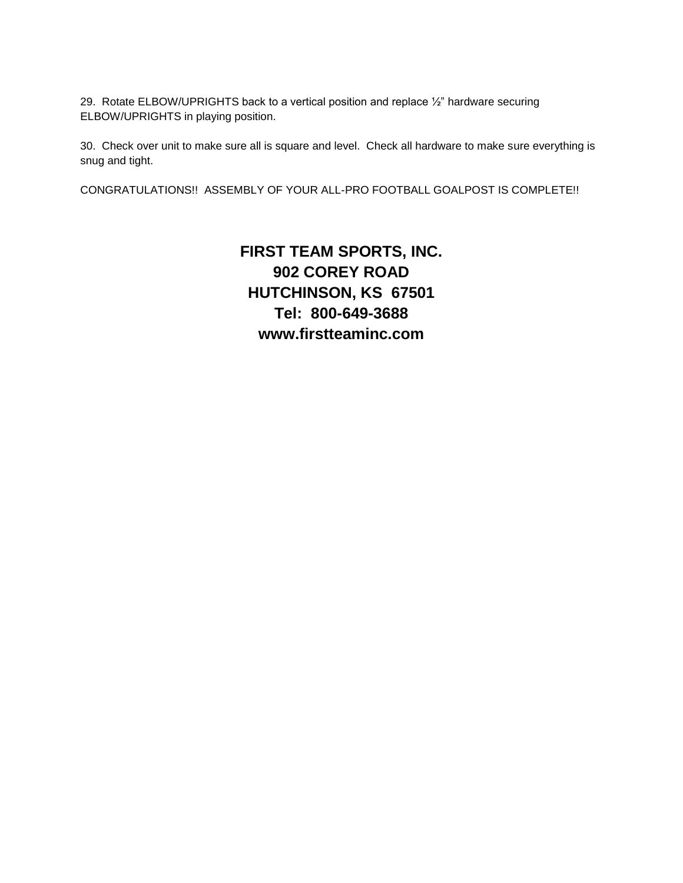29. Rotate ELBOW/UPRIGHTS back to a vertical position and replace ½" hardware securing ELBOW/UPRIGHTS in playing position.

30. Check over unit to make sure all is square and level. Check all hardware to make sure everything is snug and tight.

CONGRATULATIONS!! ASSEMBLY OF YOUR ALL-PRO FOOTBALL GOALPOST IS COMPLETE!!

**FIRST TEAM SPORTS, INC.**
**902 COREY ROAD**
**HUTCHINSON, KS 67501**
**Tel: 800-649-3688**
**www.firstteaminc.com**